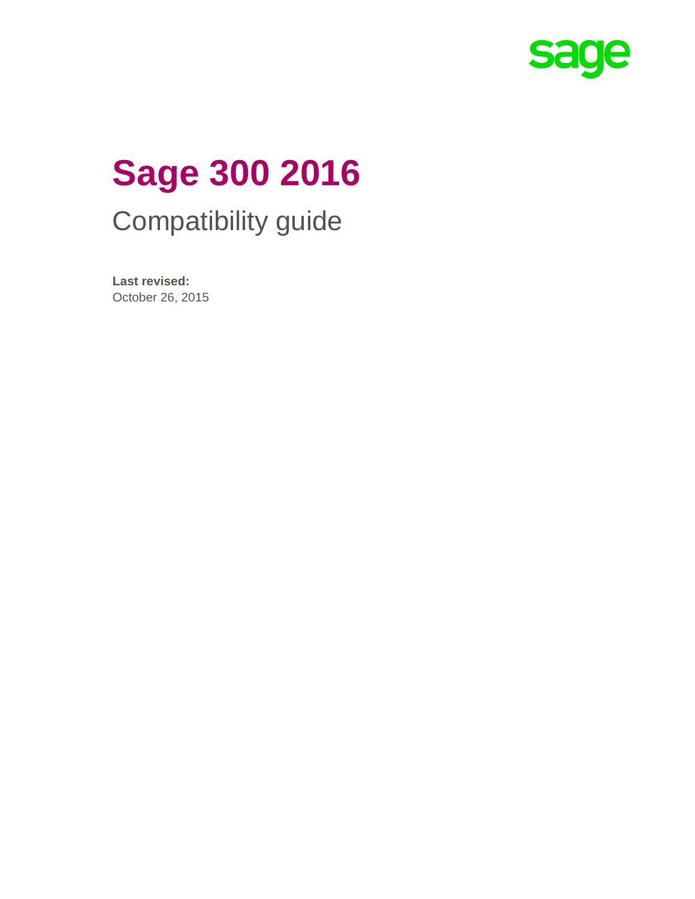sage

# Sage 300 2016

## Compatibility guide

**Last revised:**
October 26, 2015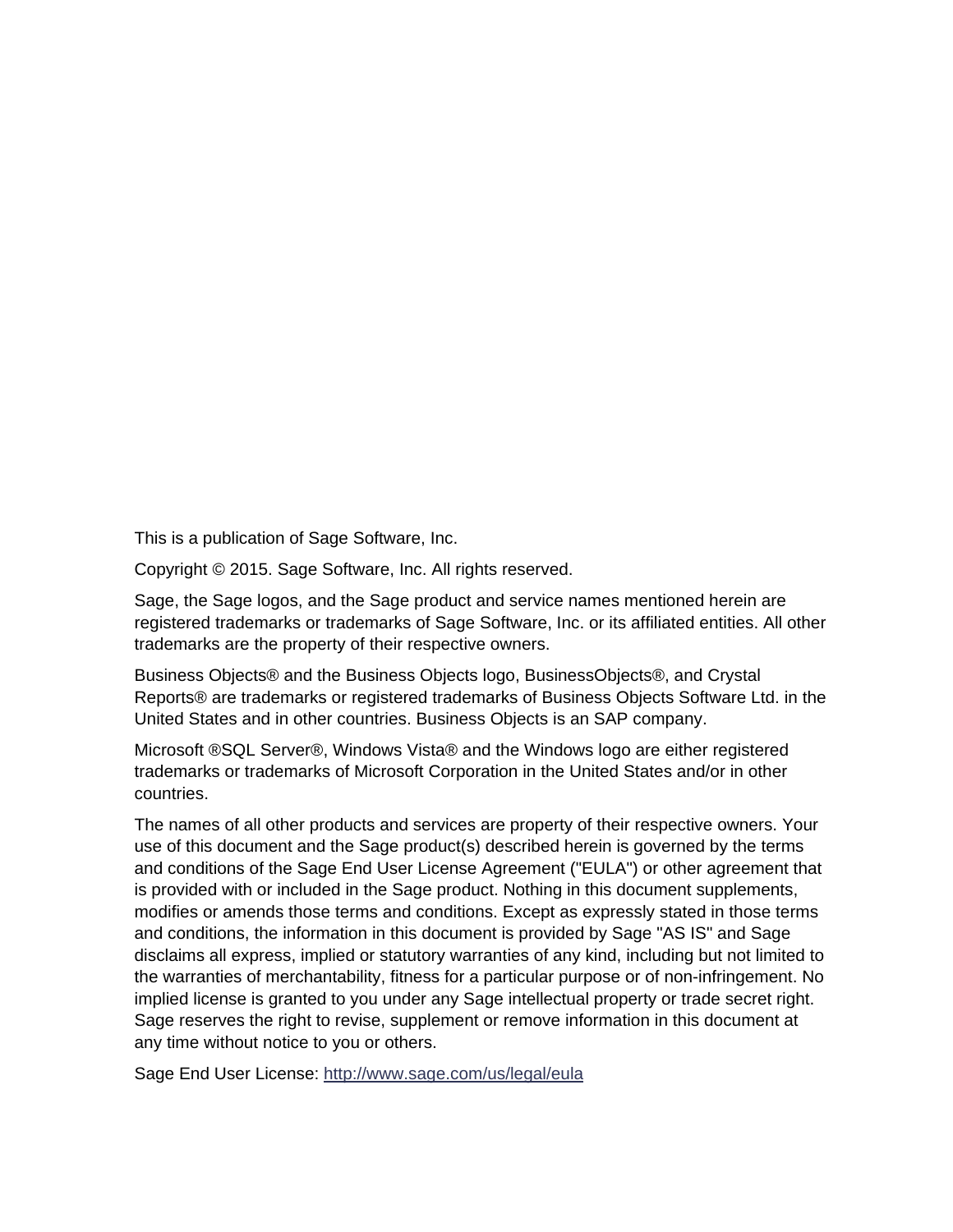This is a publication of Sage Software, Inc.

Copyright © 2015. Sage Software, Inc. All rights reserved.

Sage, the Sage logos, and the Sage product and service names mentioned herein are registered trademarks or trademarks of Sage Software, Inc. or its affiliated entities. All other trademarks are the property of their respective owners.

Business Objects® and the Business Objects logo, BusinessObjects®, and Crystal Reports® are trademarks or registered trademarks of Business Objects Software Ltd. in the United States and in other countries. Business Objects is an SAP company.

Microsoft ®SQL Server®, Windows Vista® and the Windows logo are either registered trademarks or trademarks of Microsoft Corporation in the United States and/or in other countries.

The names of all other products and services are property of their respective owners. Your use of this document and the Sage product(s) described herein is governed by the terms and conditions of the Sage End User License Agreement ("EULA") or other agreement that is provided with or included in the Sage product. Nothing in this document supplements, modifies or amends those terms and conditions. Except as expressly stated in those terms and conditions, the information in this document is provided by Sage "AS IS" and Sage disclaims all express, implied or statutory warranties of any kind, including but not limited to the warranties of merchantability, fitness for a particular purpose or of non-infringement. No implied license is granted to you under any Sage intellectual property or trade secret right. Sage reserves the right to revise, supplement or remove information in this document at any time without notice to you or others.

Sage End User License: http://www.sage.com/us/legal/eula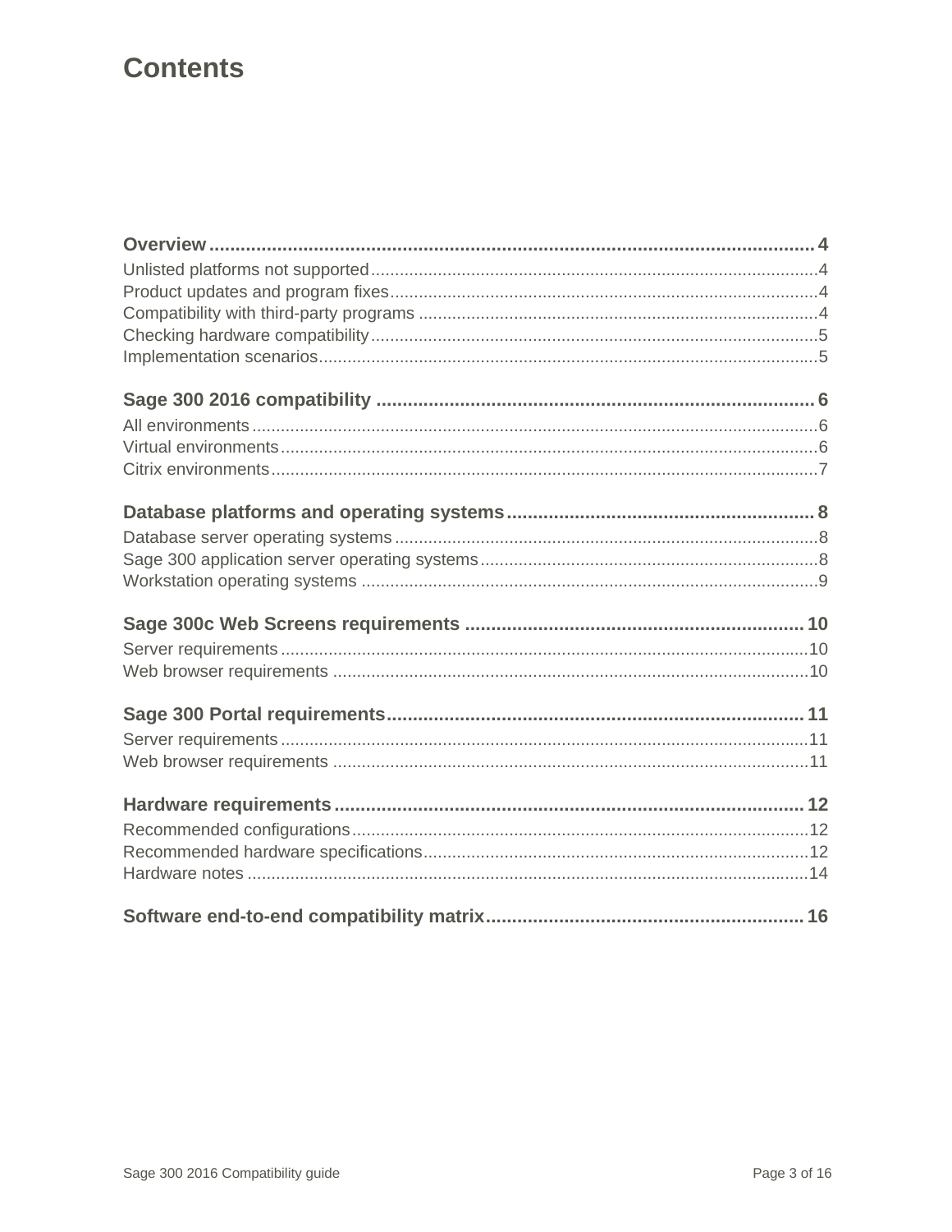# Contents

**Overview** ........................................................................................................ **4**

Unlisted platforms not supported ........................................................................ 4

Product updates and program fixes ..................................................................... 4

Compatibility with third-party programs ............................................................. 4

Checking hardware compatibility ........................................................................ 5

Implementation scenarios .................................................................................... 5

**Sage 300 2016 compatibility** ........................................................................ **6**

All environments ................................................................................................. 6

Virtual environments ........................................................................................... 6

Citrix environments ............................................................................................. 7

**Database platforms and operating systems** ................................................ **8**

Database server operating systems ..................................................................... 8

Sage 300 application server operating systems .................................................. 8

Workstation operating systems ........................................................................... 9

**Sage 300c Web Screens requirements** ........................................................ **10**

Server requirements ............................................................................................ 10

Web browser requirements ................................................................................. 10

**Sage 300 Portal requirements** ..................................................................... **11**

Server requirements ............................................................................................ 11

Web browser requirements ................................................................................. 11

**Hardware requirements** ............................................................................... **12**

Recommended configurations ............................................................................. 12

Recommended hardware specifications .............................................................. 12

Hardware notes ................................................................................................... 14

**Software end-to-end compatibility matrix** .................................................. **16**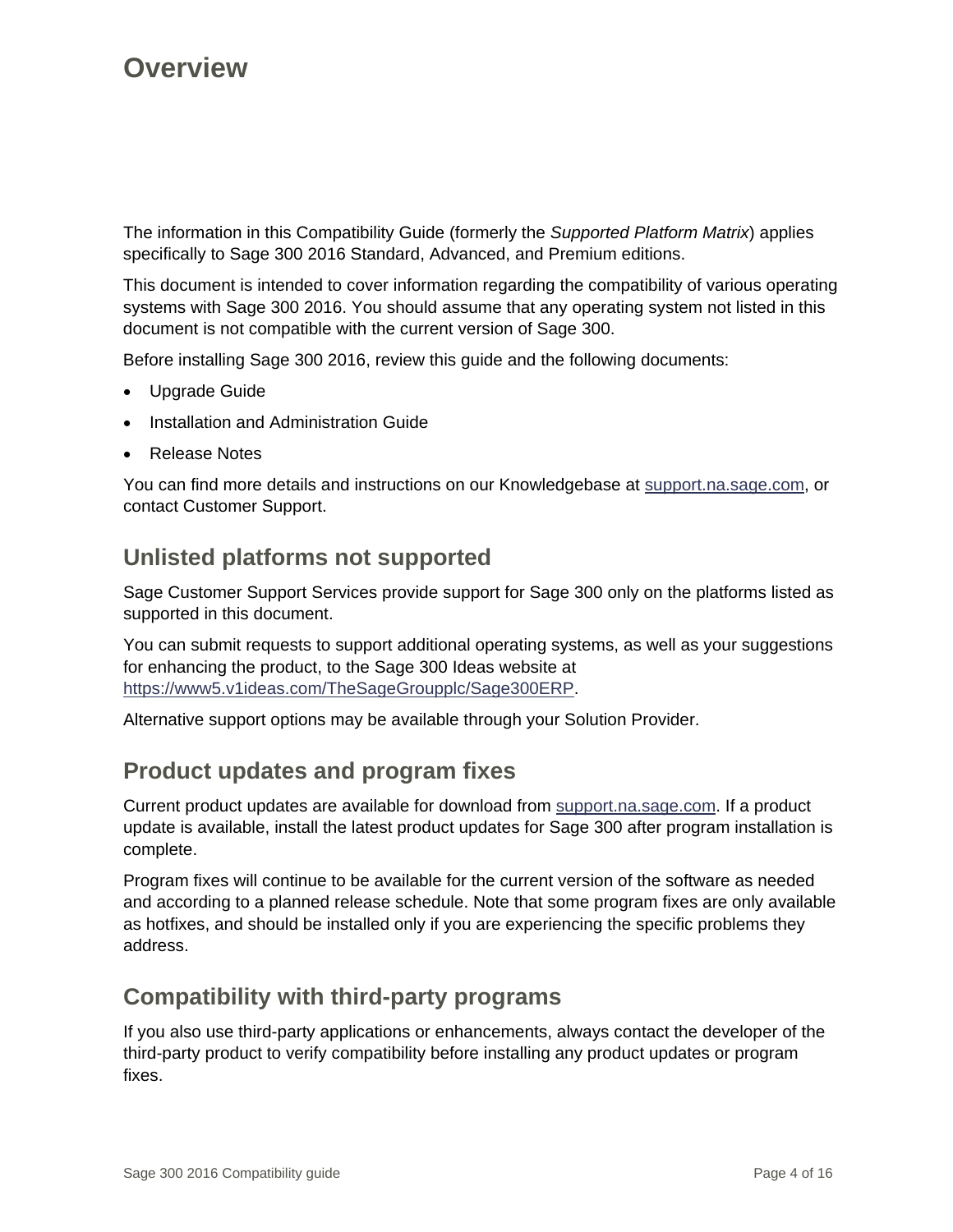# Overview

The information in this Compatibility Guide (formerly the *Supported Platform Matrix*) applies specifically to Sage 300 2016 Standard, Advanced, and Premium editions.

This document is intended to cover information regarding the compatibility of various operating systems with Sage 300 2016. You should assume that any operating system not listed in this document is not compatible with the current version of Sage 300.

Before installing Sage 300 2016, review this guide and the following documents:

- Upgrade Guide
- Installation and Administration Guide
- Release Notes

You can find more details and instructions on our Knowledgebase at support.na.sage.com, or contact Customer Support.

## Unlisted platforms not supported

Sage Customer Support Services provide support for Sage 300 only on the platforms listed as supported in this document.

You can submit requests to support additional operating systems, as well as your suggestions for enhancing the product, to the Sage 300 Ideas website at https://www5.v1ideas.com/TheSageGroupplc/Sage300ERP.

Alternative support options may be available through your Solution Provider.

## Product updates and program fixes

Current product updates are available for download from support.na.sage.com. If a product update is available, install the latest product updates for Sage 300 after program installation is complete.

Program fixes will continue to be available for the current version of the software as needed and according to a planned release schedule. Note that some program fixes are only available as hotfixes, and should be installed only if you are experiencing the specific problems they address.

## Compatibility with third-party programs

If you also use third-party applications or enhancements, always contact the developer of the third-party product to verify compatibility before installing any product updates or program fixes.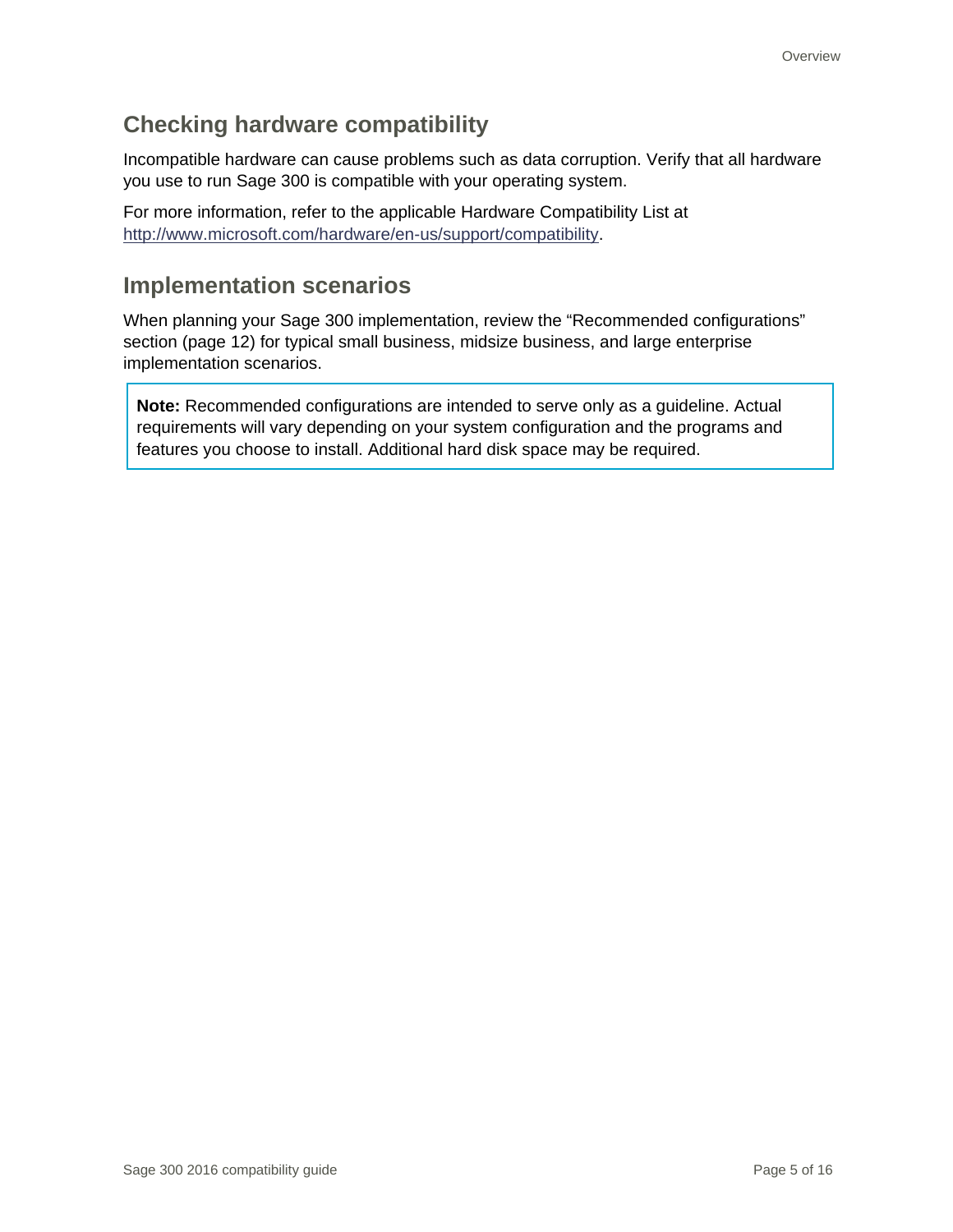## Checking hardware compatibility

Incompatible hardware can cause problems such as data corruption. Verify that all hardware you use to run Sage 300 is compatible with your operating system.

For more information, refer to the applicable Hardware Compatibility List at [http://www.microsoft.com/hardware/en-us/support/compatibility](http://www.microsoft.com/hardware/en-us/support/compatibility).

## Implementation scenarios

When planning your Sage 300 implementation, review the "Recommended configurations" section (page 12) for typical small business, midsize business, and large enterprise implementation scenarios.

> **Note:** Recommended configurations are intended to serve only as a guideline. Actual requirements will vary depending on your system configuration and the programs and features you choose to install. Additional hard disk space may be required.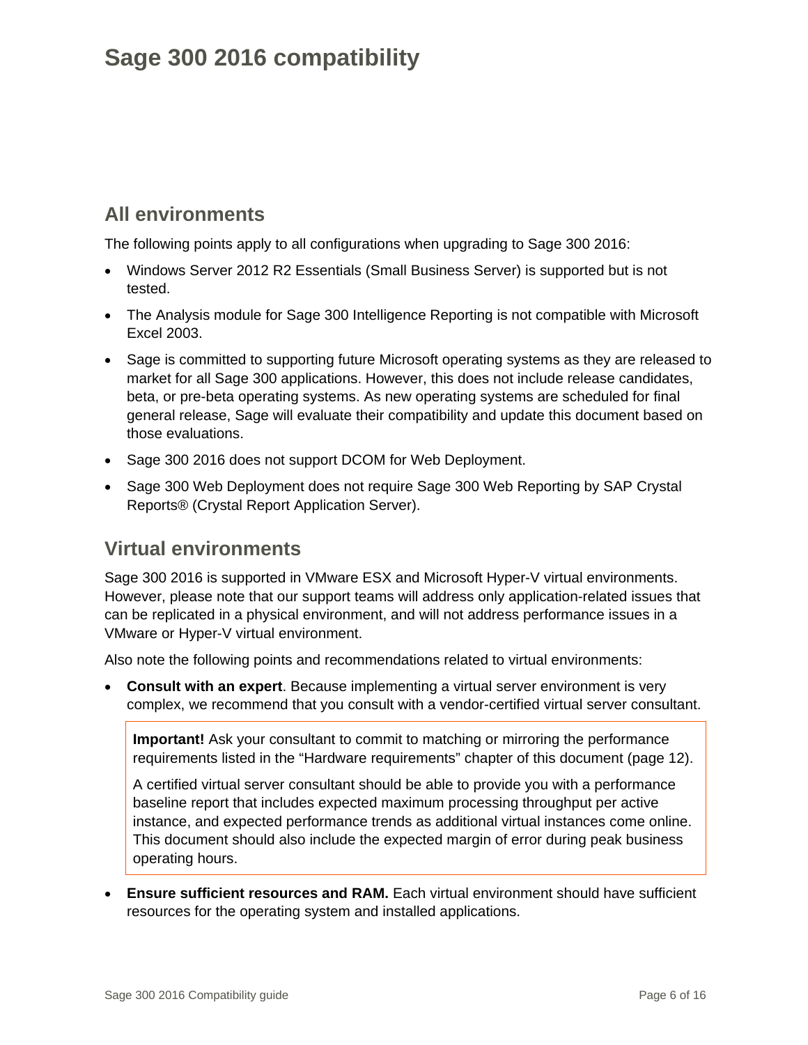# Sage 300 2016 compatibility

## All environments

The following points apply to all configurations when upgrading to Sage 300 2016:

- Windows Server 2012 R2 Essentials (Small Business Server) is supported but is not tested.
- The Analysis module for Sage 300 Intelligence Reporting is not compatible with Microsoft Excel 2003.
- Sage is committed to supporting future Microsoft operating systems as they are released to market for all Sage 300 applications. However, this does not include release candidates, beta, or pre-beta operating systems. As new operating systems are scheduled for final general release, Sage will evaluate their compatibility and update this document based on those evaluations.
- Sage 300 2016 does not support DCOM for Web Deployment.
- Sage 300 Web Deployment does not require Sage 300 Web Reporting by SAP Crystal Reports® (Crystal Report Application Server).

## Virtual environments

Sage 300 2016 is supported in VMware ESX and Microsoft Hyper-V virtual environments. However, please note that our support teams will address only application-related issues that can be replicated in a physical environment, and will not address performance issues in a VMware or Hyper-V virtual environment.

Also note the following points and recommendations related to virtual environments:

- **Consult with an expert**. Because implementing a virtual server environment is very complex, we recommend that you consult with a vendor-certified virtual server consultant.

  > **Important!** Ask your consultant to commit to matching or mirroring the performance requirements listed in the "Hardware requirements" chapter of this document (page 12).
  >
  > A certified virtual server consultant should be able to provide you with a performance baseline report that includes expected maximum processing throughput per active instance, and expected performance trends as additional virtual instances come online. This document should also include the expected margin of error during peak business operating hours.

- **Ensure sufficient resources and RAM.** Each virtual environment should have sufficient resources for the operating system and installed applications.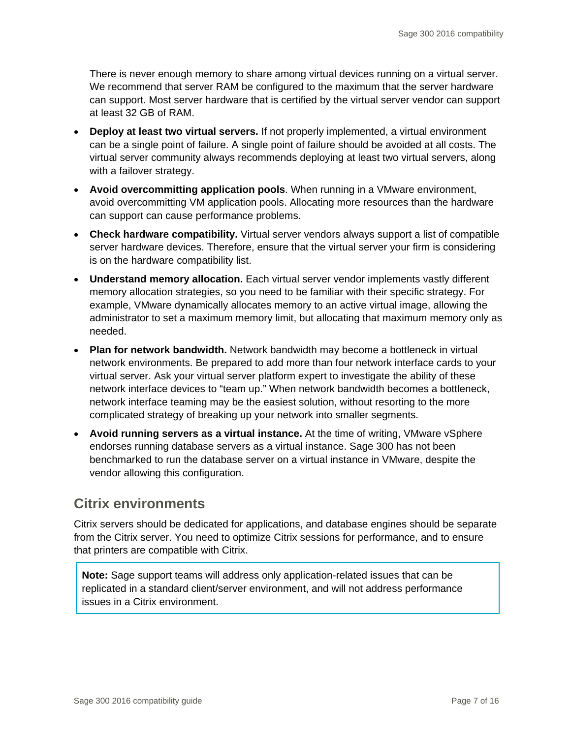There is never enough memory to share among virtual devices running on a virtual server. We recommend that server RAM be configured to the maximum that the server hardware can support. Most server hardware that is certified by the virtual server vendor can support at least 32 GB of RAM.

- **Deploy at least two virtual servers.** If not properly implemented, a virtual environment can be a single point of failure. A single point of failure should be avoided at all costs. The virtual server community always recommends deploying at least two virtual servers, along with a failover strategy.
- **Avoid overcommitting application pools**. When running in a VMware environment, avoid overcommitting VM application pools. Allocating more resources than the hardware can support can cause performance problems.
- **Check hardware compatibility.** Virtual server vendors always support a list of compatible server hardware devices. Therefore, ensure that the virtual server your firm is considering is on the hardware compatibility list.
- **Understand memory allocation.** Each virtual server vendor implements vastly different memory allocation strategies, so you need to be familiar with their specific strategy. For example, VMware dynamically allocates memory to an active virtual image, allowing the administrator to set a maximum memory limit, but allocating that maximum memory only as needed.
- **Plan for network bandwidth.** Network bandwidth may become a bottleneck in virtual network environments. Be prepared to add more than four network interface cards to your virtual server. Ask your virtual server platform expert to investigate the ability of these network interface devices to "team up." When network bandwidth becomes a bottleneck, network interface teaming may be the easiest solution, without resorting to the more complicated strategy of breaking up your network into smaller segments.
- **Avoid running servers as a virtual instance.** At the time of writing, VMware vSphere endorses running database servers as a virtual instance. Sage 300 has not been benchmarked to run the database server on a virtual instance in VMware, despite the vendor allowing this configuration.

## Citrix environments

Citrix servers should be dedicated for applications, and database engines should be separate from the Citrix server. You need to optimize Citrix sessions for performance, and to ensure that printers are compatible with Citrix.

> **Note:** Sage support teams will address only application-related issues that can be replicated in a standard client/server environment, and will not address performance issues in a Citrix environment.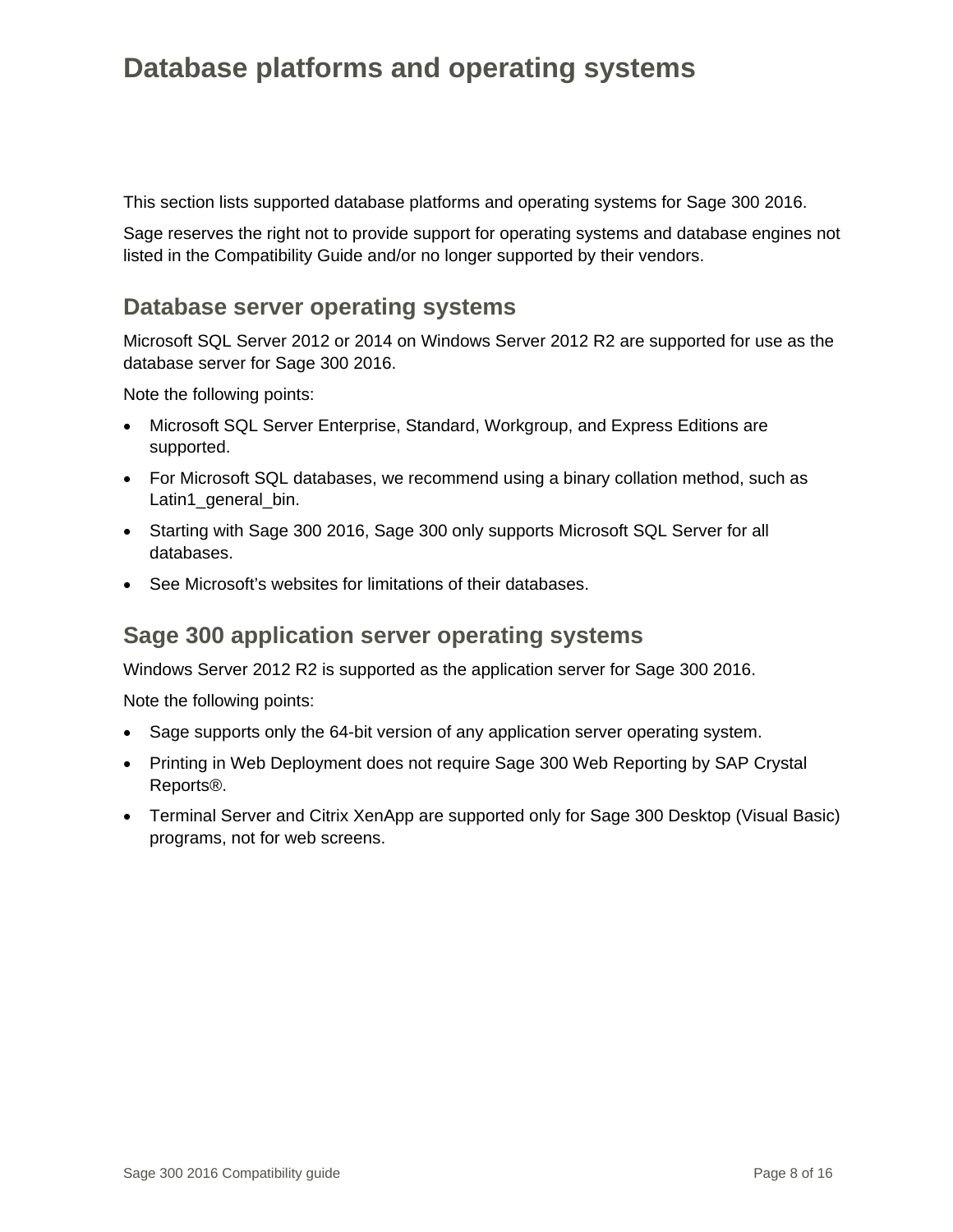# Database platforms and operating systems

This section lists supported database platforms and operating systems for Sage 300 2016.

Sage reserves the right not to provide support for operating systems and database engines not listed in the Compatibility Guide and/or no longer supported by their vendors.

## Database server operating systems

Microsoft SQL Server 2012 or 2014 on Windows Server 2012 R2 are supported for use as the database server for Sage 300 2016.

Note the following points:

- Microsoft SQL Server Enterprise, Standard, Workgroup, and Express Editions are supported.
- For Microsoft SQL databases, we recommend using a binary collation method, such as Latin1_general_bin.
- Starting with Sage 300 2016, Sage 300 only supports Microsoft SQL Server for all databases.
- See Microsoft's websites for limitations of their databases.

## Sage 300 application server operating systems

Windows Server 2012 R2 is supported as the application server for Sage 300 2016.

Note the following points:

- Sage supports only the 64-bit version of any application server operating system.
- Printing in Web Deployment does not require Sage 300 Web Reporting by SAP Crystal Reports®.
- Terminal Server and Citrix XenApp are supported only for Sage 300 Desktop (Visual Basic) programs, not for web screens.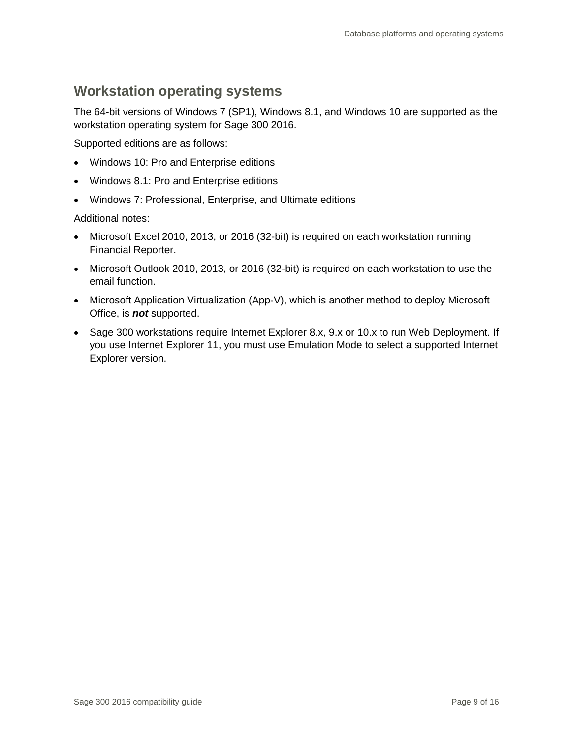## Workstation operating systems

The 64-bit versions of Windows 7 (SP1), Windows 8.1, and Windows 10 are supported as the workstation operating system for Sage 300 2016.

Supported editions are as follows:

- Windows 10: Pro and Enterprise editions
- Windows 8.1: Pro and Enterprise editions
- Windows 7: Professional, Enterprise, and Ultimate editions

Additional notes:

- Microsoft Excel 2010, 2013, or 2016 (32-bit) is required on each workstation running Financial Reporter.
- Microsoft Outlook 2010, 2013, or 2016 (32-bit) is required on each workstation to use the email function.
- Microsoft Application Virtualization (App-V), which is another method to deploy Microsoft Office, is ***not*** supported.
- Sage 300 workstations require Internet Explorer 8.x, 9.x or 10.x to run Web Deployment. If you use Internet Explorer 11, you must use Emulation Mode to select a supported Internet Explorer version.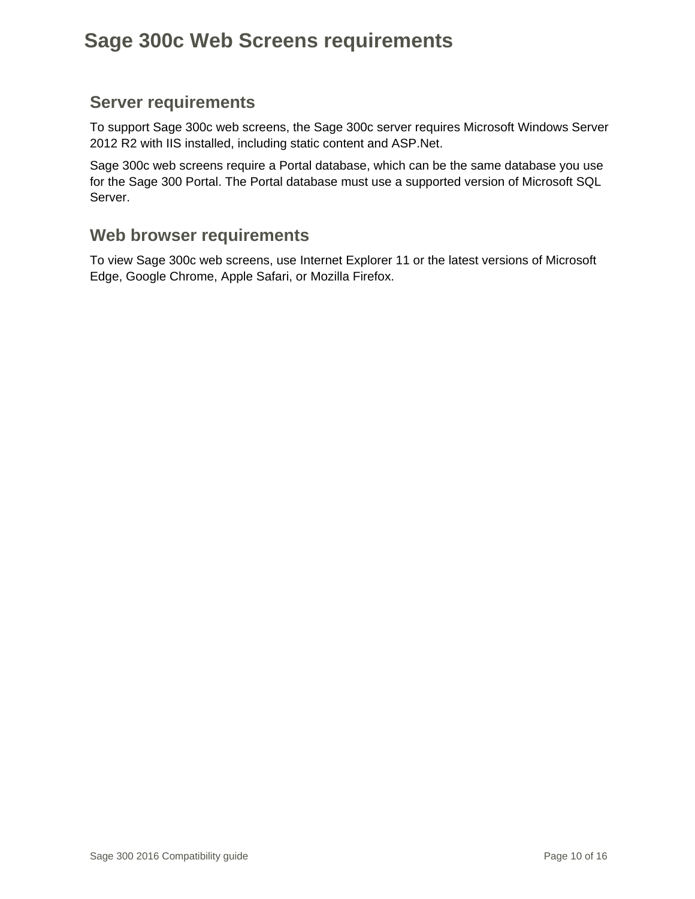# Sage 300c Web Screens requirements

## Server requirements

To support Sage 300c web screens, the Sage 300c server requires Microsoft Windows Server 2012 R2 with IIS installed, including static content and ASP.Net.

Sage 300c web screens require a Portal database, which can be the same database you use for the Sage 300 Portal. The Portal database must use a supported version of Microsoft SQL Server.

## Web browser requirements

To view Sage 300c web screens, use Internet Explorer 11 or the latest versions of Microsoft Edge, Google Chrome, Apple Safari, or Mozilla Firefox.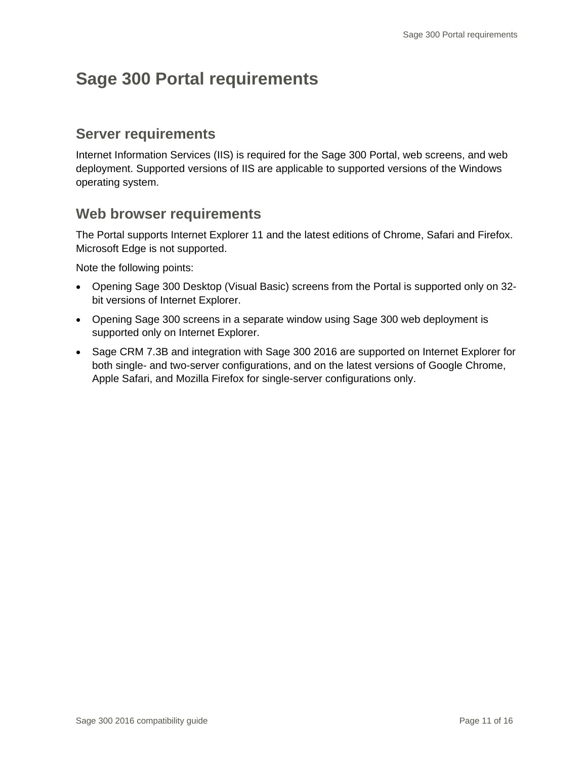# Sage 300 Portal requirements

## Server requirements

Internet Information Services (IIS) is required for the Sage 300 Portal, web screens, and web deployment. Supported versions of IIS are applicable to supported versions of the Windows operating system.

## Web browser requirements

The Portal supports Internet Explorer 11 and the latest editions of Chrome, Safari and Firefox. Microsoft Edge is not supported.

Note the following points:

- Opening Sage 300 Desktop (Visual Basic) screens from the Portal is supported only on 32-bit versions of Internet Explorer.
- Opening Sage 300 screens in a separate window using Sage 300 web deployment is supported only on Internet Explorer.
- Sage CRM 7.3B and integration with Sage 300 2016 are supported on Internet Explorer for both single- and two-server configurations, and on the latest versions of Google Chrome, Apple Safari, and Mozilla Firefox for single-server configurations only.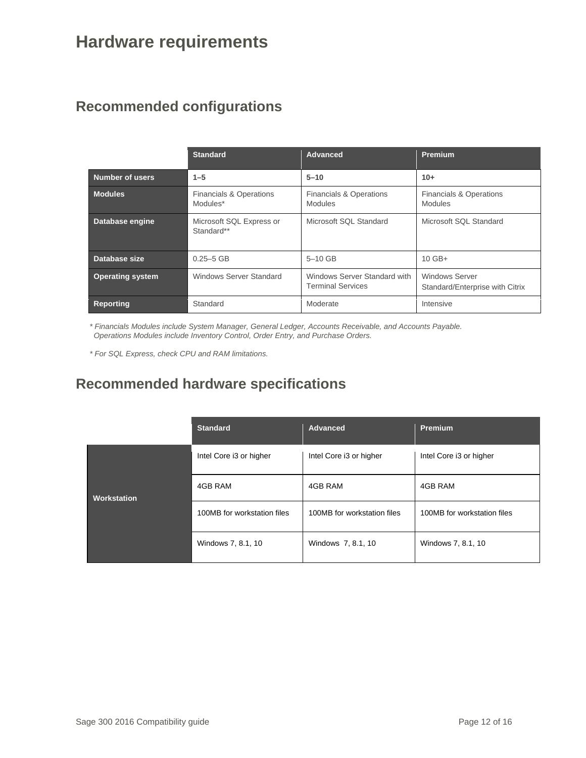# Hardware requirements

## Recommended configurations

| | **Standard** | **Advanced** | **Premium** |
|---|---|---|---|
| **Number of users** | **1–5** | **5–10** | **10+** |
| **Modules** | Financials & Operations Modules* | Financials & Operations Modules | Financials & Operations Modules |
| **Database engine** | Microsoft SQL Express or Standard** | Microsoft SQL Standard | Microsoft SQL Standard |
| **Database size** | 0.25–5 GB | 5–10 GB | 10 GB+ |
| **Operating system** | Windows Server Standard | Windows Server Standard with Terminal Services | Windows Server Standard/Enterprise with Citrix |
| **Reporting** | Standard | Moderate | Intensive |

*\* Financials Modules include System Manager, General Ledger, Accounts Receivable, and Accounts Payable. Operations Modules include Inventory Control, Order Entry, and Purchase Orders.*

*\* For SQL Express, check CPU and RAM limitations.*

## Recommended hardware specifications

| | **Standard** | **Advanced** | **Premium** |
|---|---|---|---|
| **Workstation** | Intel Core i3 or higher | Intel Core i3 or higher | Intel Core i3 or higher |
| | 4GB RAM | 4GB RAM | 4GB RAM |
| | 100MB for workstation files | 100MB for workstation files | 100MB for workstation files |
| | Windows 7, 8.1, 10 | Windows 7, 8.1, 10 | Windows 7, 8.1, 10 |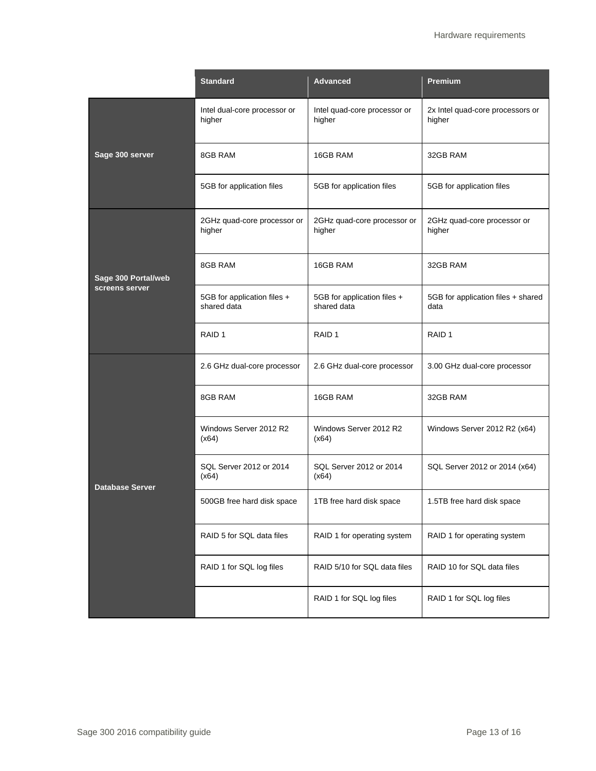| | Standard | Advanced | Premium |
|---|---|---|---|
| **Sage 300 server** | Intel dual-core processor or higher | Intel quad-core processor or higher | 2x Intel quad-core processors or higher |
| | 8GB RAM | 16GB RAM | 32GB RAM |
| | 5GB for application files | 5GB for application files | 5GB for application files |
| **Sage 300 Portal/web screens server** | 2GHz quad-core processor or higher | 2GHz quad-core processor or higher | 2GHz quad-core processor or higher |
| | 8GB RAM | 16GB RAM | 32GB RAM |
| | 5GB for application files + shared data | 5GB for application files + shared data | 5GB for application files + shared data |
| | RAID 1 | RAID 1 | RAID 1 |
| **Database Server** | 2.6 GHz dual-core processor | 2.6 GHz dual-core processor | 3.00 GHz dual-core processor |
| | 8GB RAM | 16GB RAM | 32GB RAM |
| | Windows Server 2012 R2 (x64) | Windows Server 2012 R2 (x64) | Windows Server 2012 R2 (x64) |
| | SQL Server 2012 or 2014 (x64) | SQL Server 2012 or 2014 (x64) | SQL Server 2012 or 2014 (x64) |
| | 500GB free hard disk space | 1TB free hard disk space | 1.5TB free hard disk space |
| | RAID 5 for SQL data files | RAID 1 for operating system | RAID 1 for operating system |
| | RAID 1 for SQL log files | RAID 5/10 for SQL data files | RAID 10 for SQL data files |
| | | RAID 1 for SQL log files | RAID 1 for SQL log files |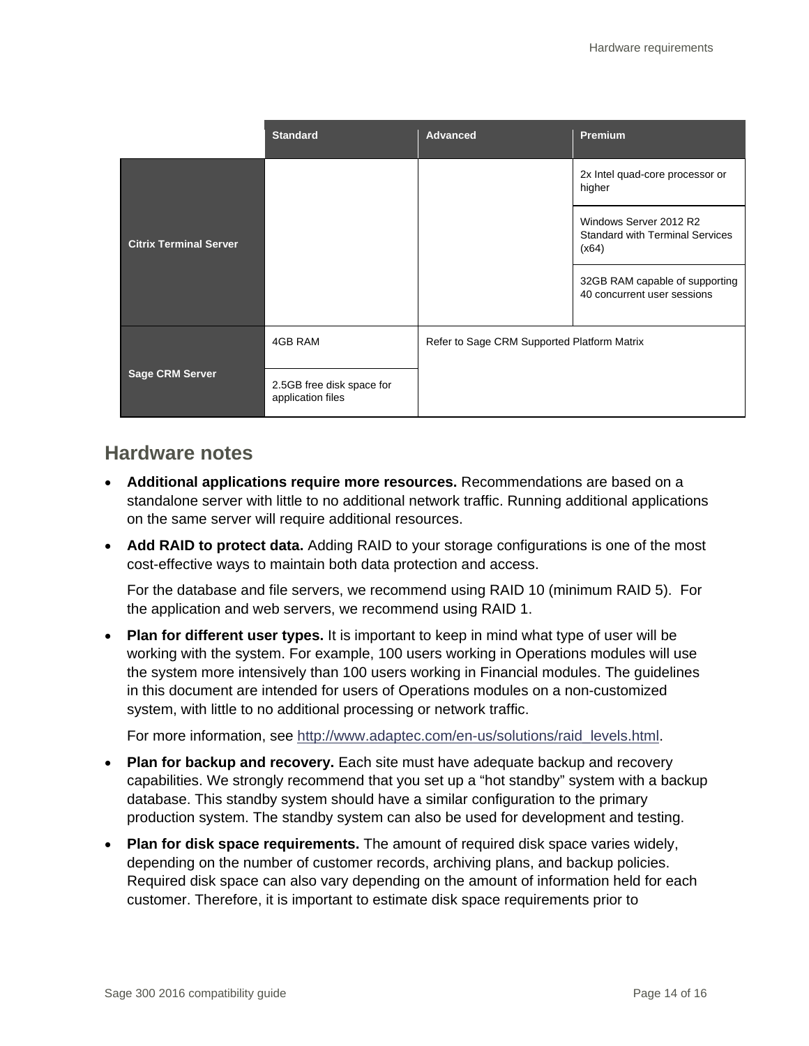| | Standard | Advanced | Premium |
|---|---|---|---|
| **Citrix Terminal Server** | | | 2x Intel quad-core processor or higher |
| | | | Windows Server 2012 R2 Standard with Terminal Services (x64) |
| | | | 32GB RAM capable of supporting 40 concurrent user sessions |
| **Sage CRM Server** | 4GB RAM | Refer to Sage CRM Supported Platform Matrix | |
| | 2.5GB free disk space for application files | | |

## Hardware notes

- **Additional applications require more resources.** Recommendations are based on a standalone server with little to no additional network traffic. Running additional applications on the same server will require additional resources.
- **Add RAID to protect data.** Adding RAID to your storage configurations is one of the most cost-effective ways to maintain both data protection and access.

  For the database and file servers, we recommend using RAID 10 (minimum RAID 5). For the application and web servers, we recommend using RAID 1.
- **Plan for different user types.** It is important to keep in mind what type of user will be working with the system. For example, 100 users working in Operations modules will use the system more intensively than 100 users working in Financial modules. The guidelines in this document are intended for users of Operations modules on a non-customized system, with little to no additional processing or network traffic.

  For more information, see [http://www.adaptec.com/en-us/solutions/raid_levels.html](http://www.adaptec.com/en-us/solutions/raid_levels.html).
- **Plan for backup and recovery.** Each site must have adequate backup and recovery capabilities. We strongly recommend that you set up a "hot standby" system with a backup database. This standby system should have a similar configuration to the primary production system. The standby system can also be used for development and testing.
- **Plan for disk space requirements.** The amount of required disk space varies widely, depending on the number of customer records, archiving plans, and backup policies. Required disk space can also vary depending on the amount of information held for each customer. Therefore, it is important to estimate disk space requirements prior to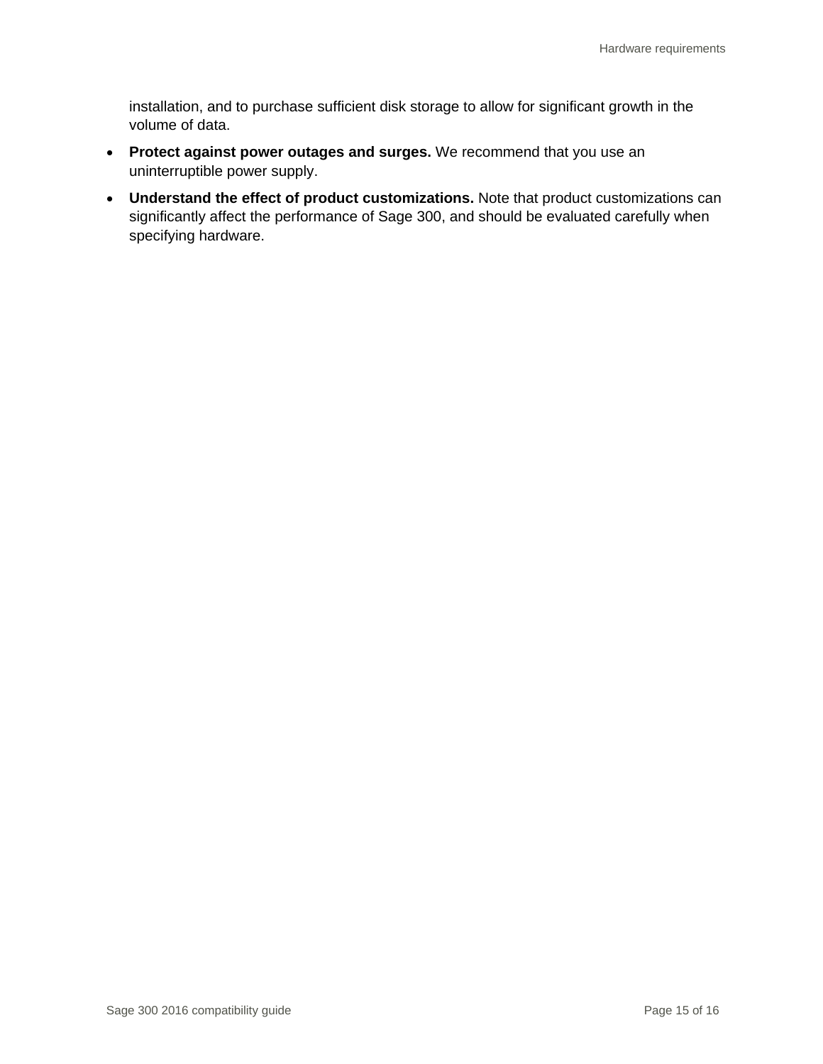installation, and to purchase sufficient disk storage to allow for significant growth in the volume of data.

- **Protect against power outages and surges.** We recommend that you use an uninterruptible power supply.
- **Understand the effect of product customizations.** Note that product customizations can significantly affect the performance of Sage 300, and should be evaluated carefully when specifying hardware.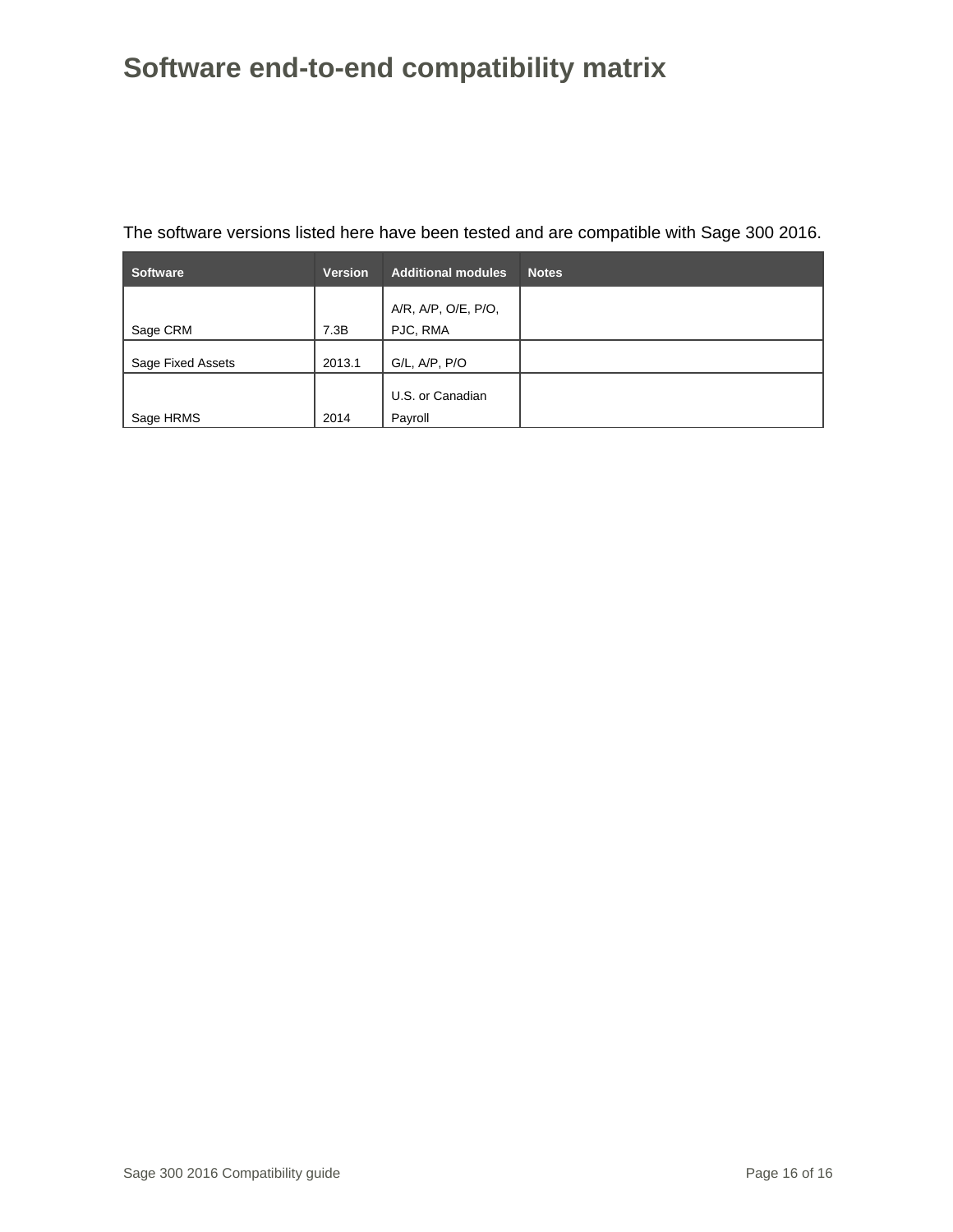# Software end-to-end compatibility matrix

The software versions listed here have been tested and are compatible with Sage 300 2016.

| Software | Version | Additional modules | Notes |
|---|---|---|---|
| Sage CRM | 7.3B | A/R, A/P, O/E, P/O, PJC, RMA | |
| Sage Fixed Assets | 2013.1 | G/L, A/P, P/O | |
| Sage HRMS | 2014 | U.S. or Canadian Payroll | |